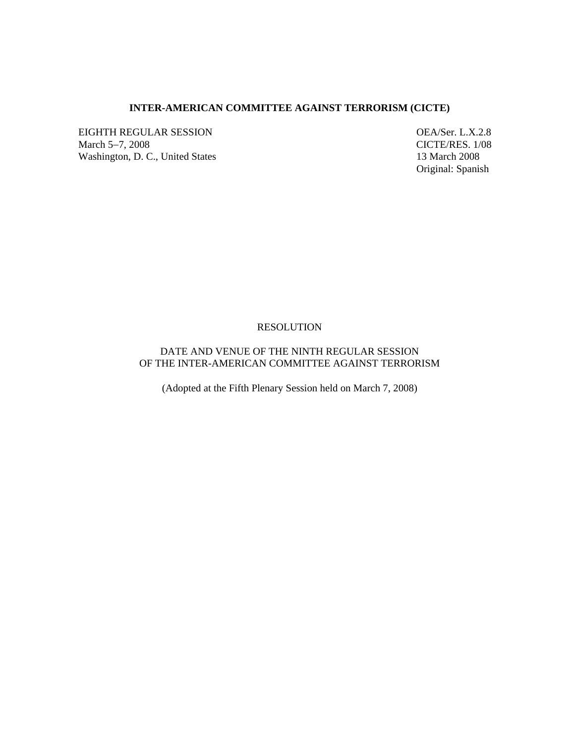**INTER-AMERICAN COMMITTEE AGAINST TERRORISM (CICTE)**

EIGHTH REGULAR SESSION
March 5–7, 2008
Washington, D. C., United States

OEA/Ser. L.X.2.8
CICTE/RES. 1/08
13 March 2008
Original: Spanish

RESOLUTION

DATE AND VENUE OF THE NINTH REGULAR SESSION
OF THE INTER-AMERICAN COMMITTEE AGAINST TERRORISM

(Adopted at the Fifth Plenary Session held on March 7, 2008)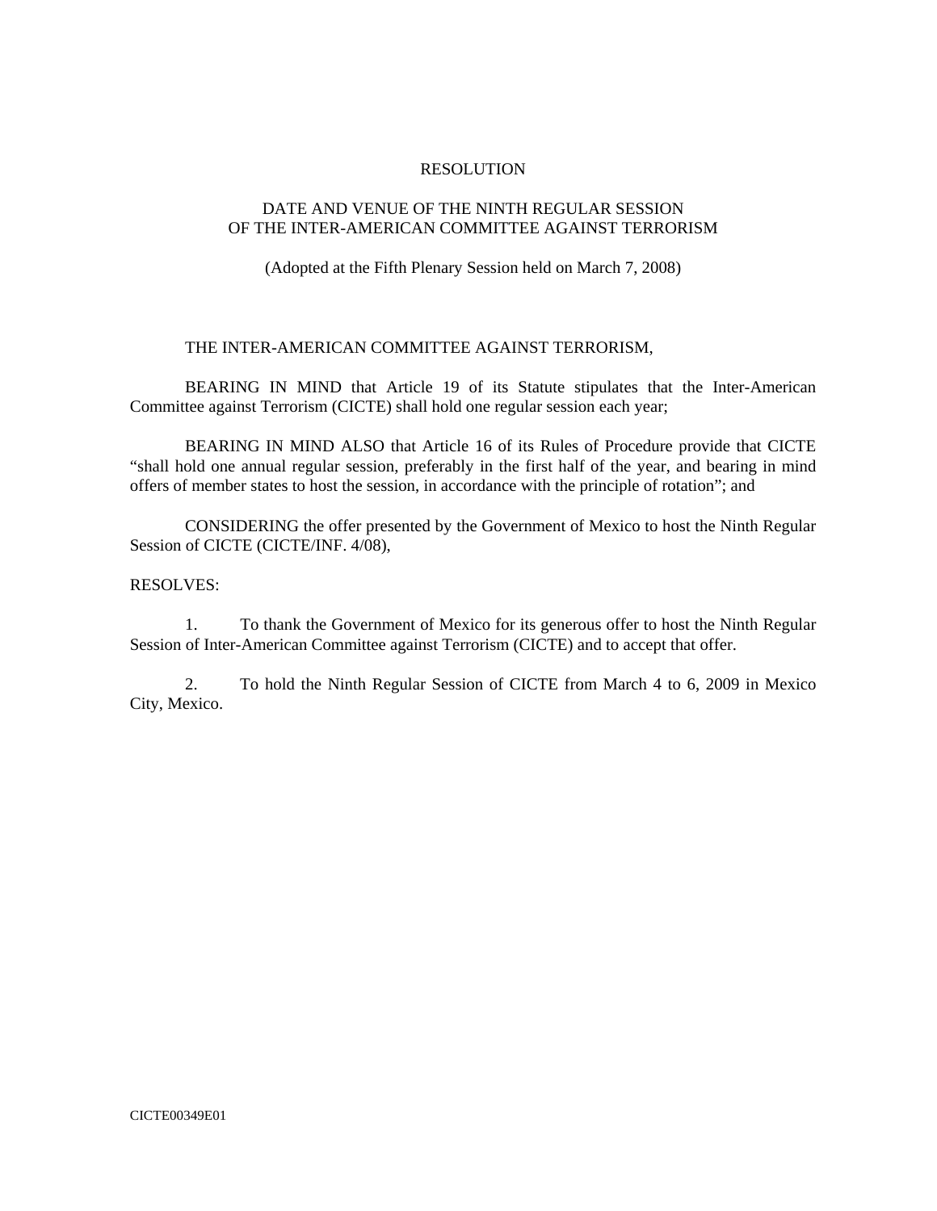# RESOLUTION

## DATE AND VENUE OF THE NINTH REGULAR SESSION OF THE INTER-AMERICAN COMMITTEE AGAINST TERRORISM

(Adopted at the Fifth Plenary Session held on March 7, 2008)

THE INTER-AMERICAN COMMITTEE AGAINST TERRORISM,

BEARING IN MIND that Article 19 of its Statute stipulates that the Inter-American Committee against Terrorism (CICTE) shall hold one regular session each year;

BEARING IN MIND ALSO that Article 16 of its Rules of Procedure provide that CICTE "shall hold one annual regular session, preferably in the first half of the year, and bearing in mind offers of member states to host the session, in accordance with the principle of rotation"; and

CONSIDERING the offer presented by the Government of Mexico to host the Ninth Regular Session of CICTE (CICTE/INF. 4/08),

RESOLVES:

1. To thank the Government of Mexico for its generous offer to host the Ninth Regular Session of Inter-American Committee against Terrorism (CICTE) and to accept that offer.

2. To hold the Ninth Regular Session of CICTE from March 4 to 6, 2009 in Mexico City, Mexico.

CICTE00349E01